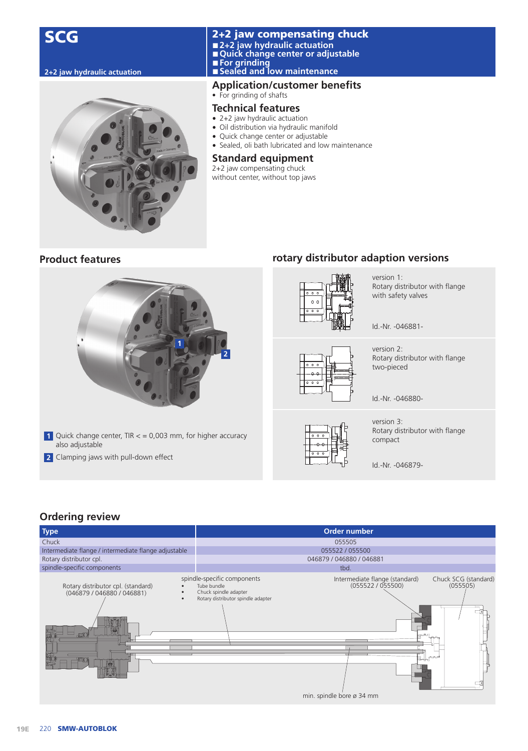# SCG

2+2 jaw hydraulic actuation

## 2+2 jaw compensating chuck

- 2+2 jaw hydraulic actuation
- Quick change center or adjustable
- For grinding
- Sealed and low maintenance

### Application/customer benefits

- For grinding of shafts

### Technical features

- 2+2 jaw hydraulic actuation
- Oil distribution via hydraulic manifold
- Quick change center or adjustable
- Sealed, oli bath lubricated and low maintenance

### Standard equipment

2+2 jaw compensating chuck
without center, without top jaws

### Product features

1. Quick change center, TIR < = 0,003 mm, for higher accuracy also adjustable
2. Clamping jaws with pull-down effect

### rotary distributor adaption versions

version 1:
Rotary distributor with flange with safety valves

Id.-Nr. -046881-

version 2:
Rotary distributor with flange two-pieced

Id.-Nr. -046880-

version 3:
Rotary distributor with flange compact

Id.-Nr. -046879-

## Ordering review

| Type | Order number |
|---|---|
| Chuck | 055505 |
| Intermediate flange / intermediate flange adjustable | 055522 / 055500 |
| Rotary distributor cpl. | 046879 / 046880 / 046881 |
| spindle-specific components | tbd. |

Rotary distributor cpl. (standard) (046879 / 046880 / 046881)

spindle-specific components
- Tube bundle
- Chuck spindle adapter
- Rotary distributor spindle adapter

Intermediate flange (standard) (055522 / 055500)

Chuck SCG (standard) (055505)

min. spindle bore ø 34 mm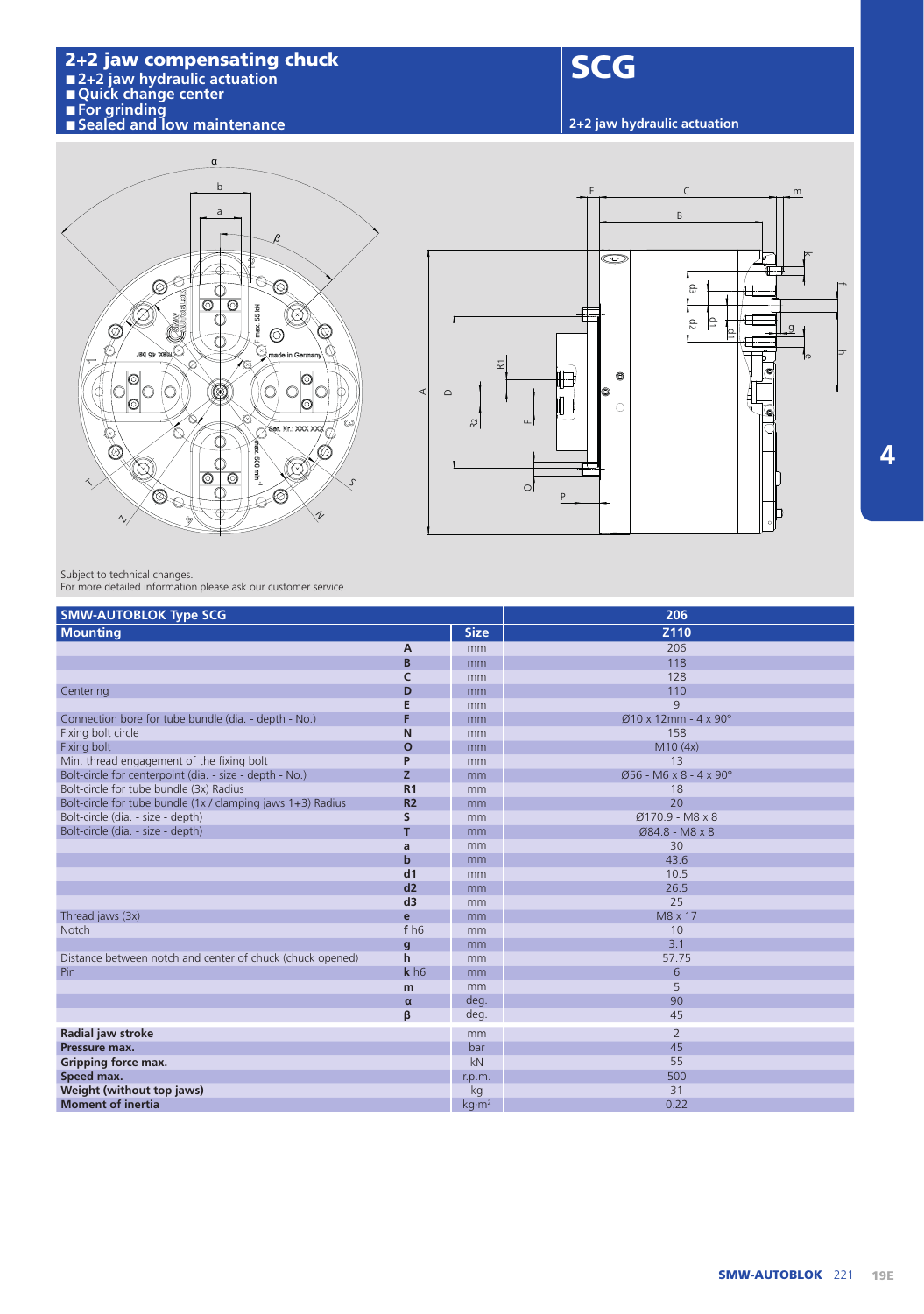# 2+2 jaw compensating chuck

- 2+2 jaw hydraulic actuation
- Quick change center
- For grinding
- Sealed and low maintenance

# SCG

2+2 jaw hydraulic actuation

Subject to technical changes.
For more detailed information please ask our customer service.

| SMW-AUTOBLOK Type SCG | | | 206 |
|---|---|---|---|
| **Mounting** | | **Size** | **Z110** |
| | **A** | mm | 206 |
| | **B** | mm | 118 |
| | **C** | mm | 128 |
| Centering | **D** | mm | 110 |
| | **E** | mm | 9 |
| Connection bore for tube bundle (dia. - depth - No.) | **F** | mm | Ø10 x 12mm - 4 x 90° |
| Fixing bolt circle | **N** | mm | 158 |
| Fixing bolt | **O** | mm | M10 (4x) |
| Min. thread engagement of the fixing bolt | **P** | mm | 13 |
| Bolt-circle for centerpoint (dia. - size - depth - No.) | **Z** | mm | Ø56 - M6 x 8 - 4 x 90° |
| Bolt-circle for tube bundle (3x) Radius | **R1** | mm | 18 |
| Bolt-circle for tube bundle (1x / clamping jaws 1+3) Radius | **R2** | mm | 20 |
| Bolt-circle (dia. - size - depth) | **S** | mm | Ø170.9 - M8 x 8 |
| Bolt-circle (dia. - size - depth) | **T** | mm | Ø84.8 - M8 x 8 |
| | **a** | mm | 30 |
| | **b** | mm | 43.6 |
| | **d1** | mm | 10.5 |
| | **d2** | mm | 26.5 |
| | **d3** | mm | 25 |
| Thread jaws (3x) | **e** | mm | M8 x 17 |
| Notch | **f** h6 | mm | 10 |
| | **g** | mm | 3.1 |
| Distance between notch and center of chuck (chuck opened) | **h** | mm | 57.75 |
| Pin | **k** h6 | mm | 6 |
| | **m** | mm | 5 |
| | **α** | deg. | 90 |
| | **β** | deg. | 45 |
| **Radial jaw stroke** | | mm | 2 |
| **Pressure max.** | | bar | 45 |
| **Gripping force max.** | | kN | 55 |
| **Speed max.** | | r.p.m. | 500 |
| **Weight (without top jaws)** | | kg | 31 |
| **Moment of inertia** | | kg·m² | 0.22 |